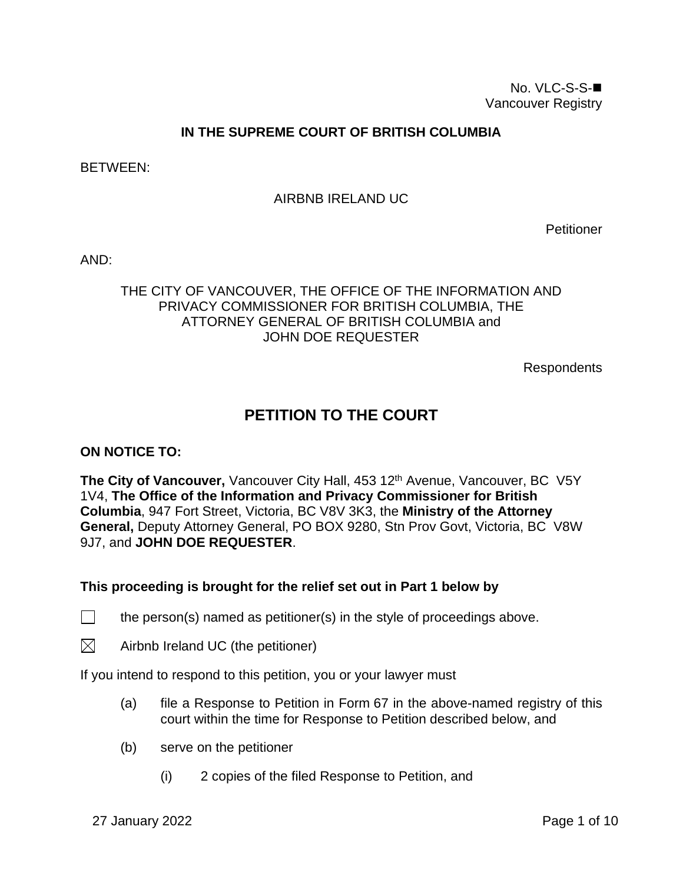No. VLC-S-S-■
Vancouver Registry

**IN THE SUPREME COURT OF BRITISH COLUMBIA**

BETWEEN:

AIRBNB IRELAND UC

Petitioner

AND:

THE CITY OF VANCOUVER, THE OFFICE OF THE INFORMATION AND PRIVACY COMMISSIONER FOR BRITISH COLUMBIA, THE ATTORNEY GENERAL OF BRITISH COLUMBIA and JOHN DOE REQUESTER

Respondents

# PETITION TO THE COURT

**ON NOTICE TO:**

**The City of Vancouver,** Vancouver City Hall, 453 12th Avenue, Vancouver, BC V5Y 1V4, **The Office of the Information and Privacy Commissioner for British Columbia**, 947 Fort Street, Victoria, BC V8V 3K3, the **Ministry of the Attorney General,** Deputy Attorney General, PO BOX 9280, Stn Prov Govt, Victoria, BC V8W 9J7, and **JOHN DOE REQUESTER**.

**This proceeding is brought for the relief set out in Part 1 below by**

☐ the person(s) named as petitioner(s) in the style of proceedings above.

☒ Airbnb Ireland UC (the petitioner)

If you intend to respond to this petition, you or your lawyer must

(a) file a Response to Petition in Form 67 in the above-named registry of this court within the time for Response to Petition described below, and

(b) serve on the petitioner

(i) 2 copies of the filed Response to Petition, and

27 January 2022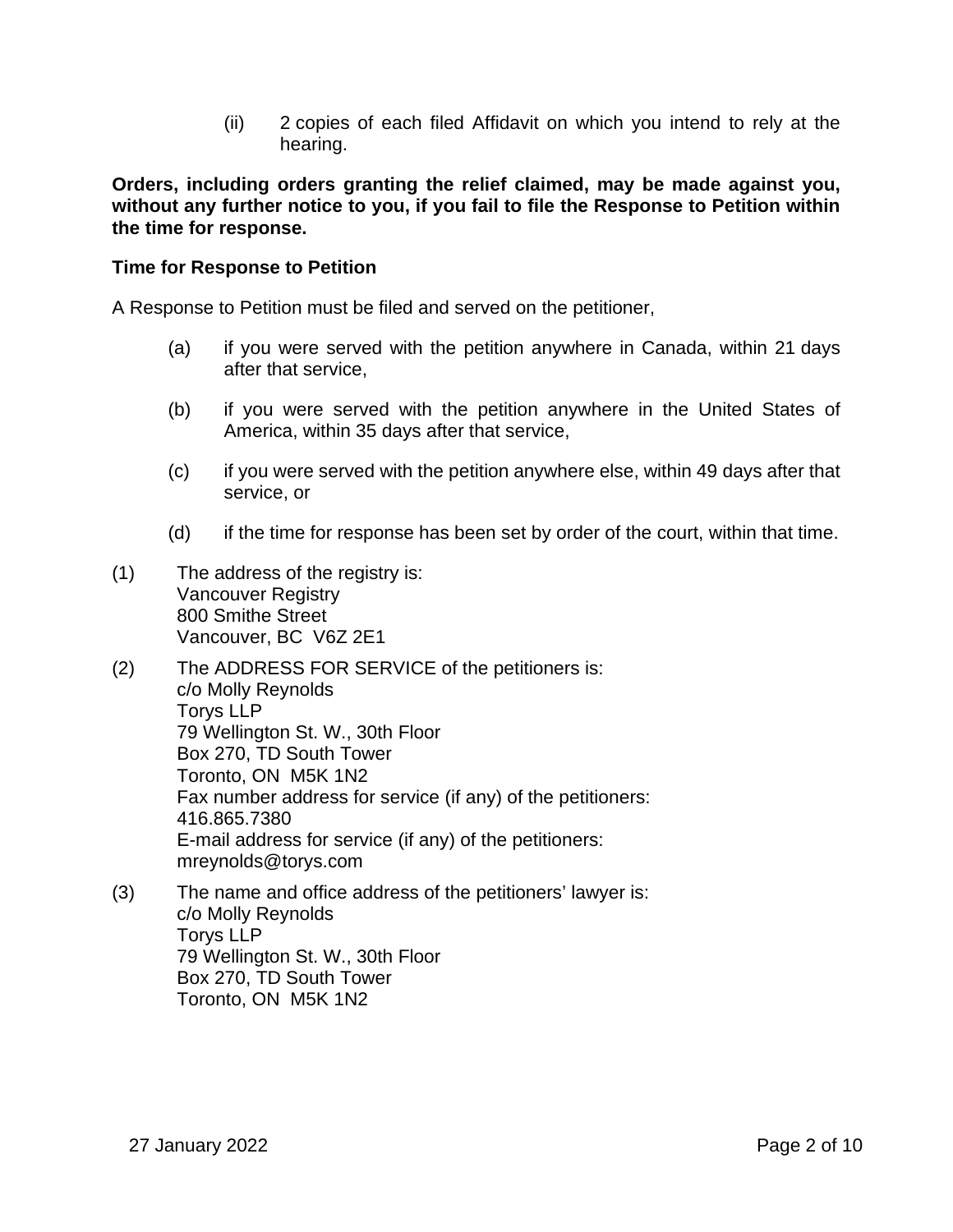(ii) 2 copies of each filed Affidavit on which you intend to rely at the hearing.

**Orders, including orders granting the relief claimed, may be made against you, without any further notice to you, if you fail to file the Response to Petition within the time for response.**

**Time for Response to Petition**

A Response to Petition must be filed and served on the petitioner,

(a) if you were served with the petition anywhere in Canada, within 21 days after that service,

(b) if you were served with the petition anywhere in the United States of America, within 35 days after that service,

(c) if you were served with the petition anywhere else, within 49 days after that service, or

(d) if the time for response has been set by order of the court, within that time.

(1) The address of the registry is:
Vancouver Registry
800 Smithe Street
Vancouver, BC V6Z 2E1

(2) The ADDRESS FOR SERVICE of the petitioners is:
c/o Molly Reynolds
Torys LLP
79 Wellington St. W., 30th Floor
Box 270, TD South Tower
Toronto, ON M5K 1N2
Fax number address for service (if any) of the petitioners:
416.865.7380
E-mail address for service (if any) of the petitioners:
mreynolds@torys.com

(3) The name and office address of the petitioners' lawyer is:
c/o Molly Reynolds
Torys LLP
79 Wellington St. W., 30th Floor
Box 270, TD South Tower
Toronto, ON M5K 1N2

27 January 2022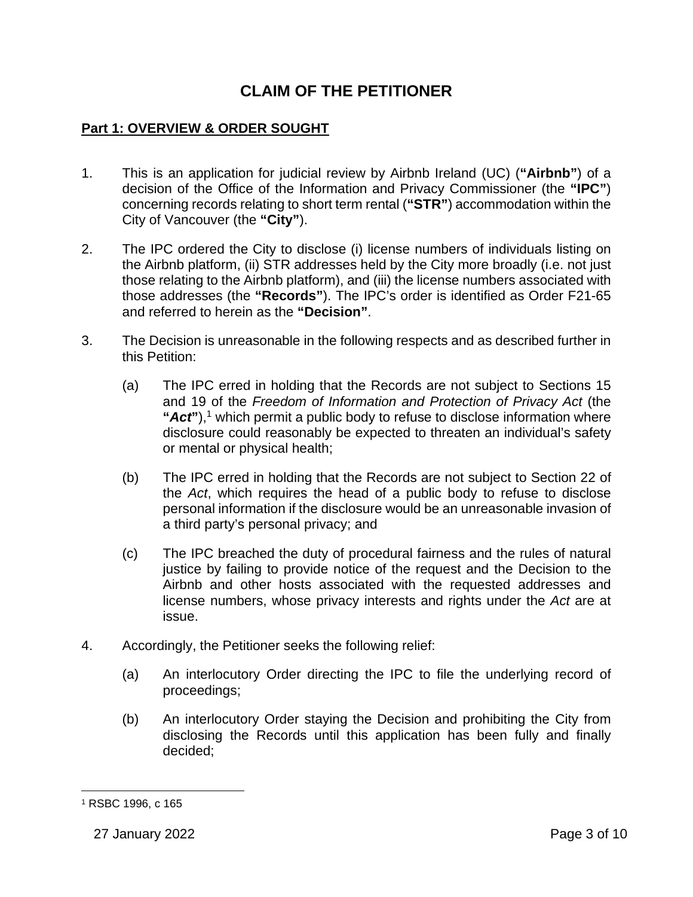# CLAIM OF THE PETITIONER

## Part 1: OVERVIEW & ORDER SOUGHT

1. This is an application for judicial review by Airbnb Ireland (UC) (**"Airbnb"**) of a decision of the Office of the Information and Privacy Commissioner (the **"IPC"**) concerning records relating to short term rental (**"STR"**) accommodation within the City of Vancouver (the **"City"**).

2. The IPC ordered the City to disclose (i) license numbers of individuals listing on the Airbnb platform, (ii) STR addresses held by the City more broadly (i.e. not just those relating to the Airbnb platform), and (iii) the license numbers associated with those addresses (the **"Records"**). The IPC's order is identified as Order F21-65 and referred to herein as the **"Decision"**.

3. The Decision is unreasonable in the following respects and as described further in this Petition:

   (a) The IPC erred in holding that the Records are not subject to Sections 15 and 19 of the *Freedom of Information and Protection of Privacy Act* (the **"*Act*"**),[1] which permit a public body to refuse to disclose information where disclosure could reasonably be expected to threaten an individual's safety or mental or physical health;

   (b) The IPC erred in holding that the Records are not subject to Section 22 of the *Act*, which requires the head of a public body to refuse to disclose personal information if the disclosure would be an unreasonable invasion of a third party's personal privacy; and

   (c) The IPC breached the duty of procedural fairness and the rules of natural justice by failing to provide notice of the request and the Decision to the Airbnb and other hosts associated with the requested addresses and license numbers, whose privacy interests and rights under the *Act* are at issue.

4. Accordingly, the Petitioner seeks the following relief:

   (a) An interlocutory Order directing the IPC to file the underlying record of proceedings;

   (b) An interlocutory Order staying the Decision and prohibiting the City from disclosing the Records until this application has been fully and finally decided;

---

[1] RSBC 1996, c 165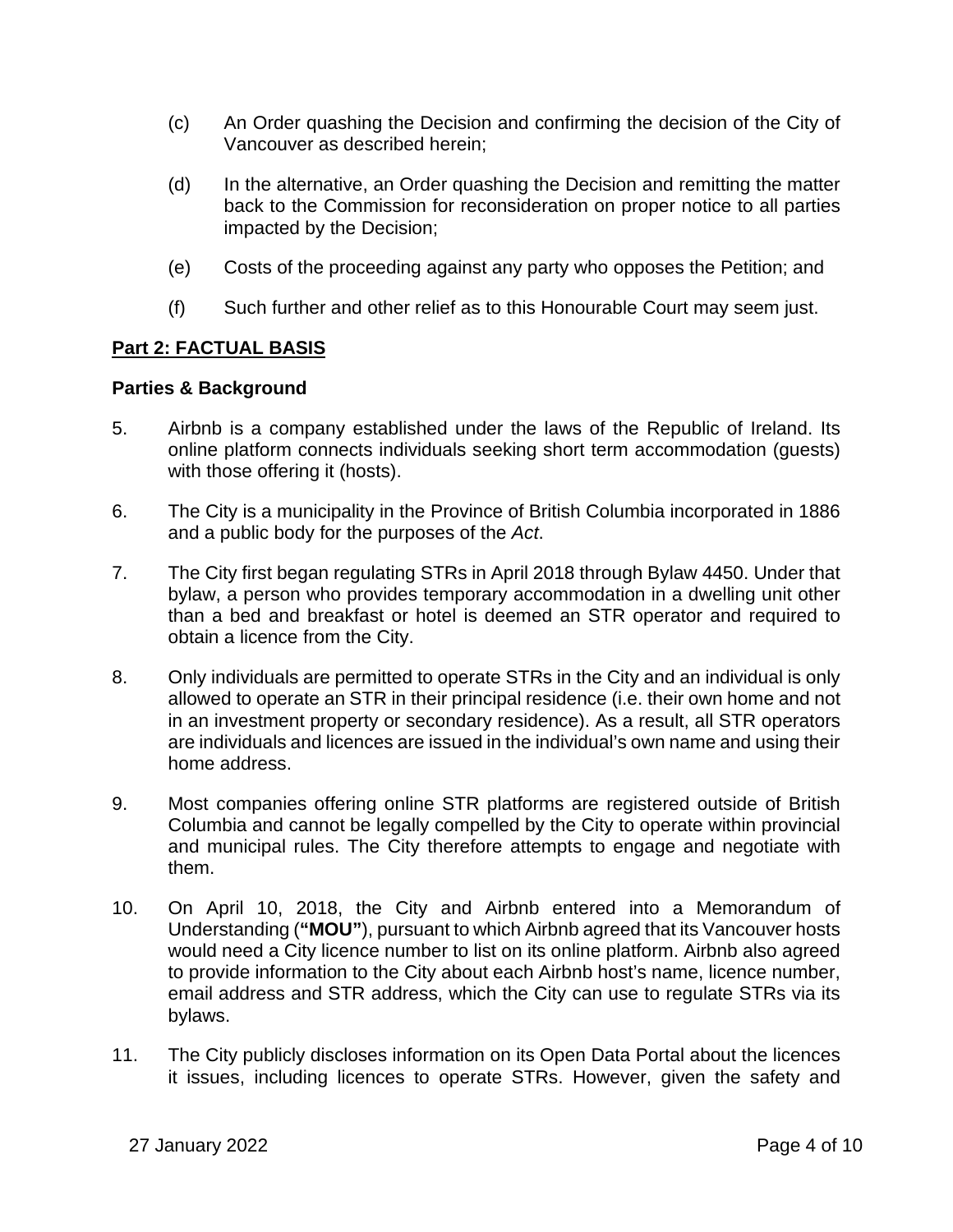(c) An Order quashing the Decision and confirming the decision of the City of Vancouver as described herein;

(d) In the alternative, an Order quashing the Decision and remitting the matter back to the Commission for reconsideration on proper notice to all parties impacted by the Decision;

(e) Costs of the proceeding against any party who opposes the Petition; and

(f) Such further and other relief as to this Honourable Court may seem just.

## Part 2: FACTUAL BASIS

### Parties & Background

5. Airbnb is a company established under the laws of the Republic of Ireland. Its online platform connects individuals seeking short term accommodation (guests) with those offering it (hosts).

6. The City is a municipality in the Province of British Columbia incorporated in 1886 and a public body for the purposes of the *Act*.

7. The City first began regulating STRs in April 2018 through Bylaw 4450. Under that bylaw, a person who provides temporary accommodation in a dwelling unit other than a bed and breakfast or hotel is deemed an STR operator and required to obtain a licence from the City.

8. Only individuals are permitted to operate STRs in the City and an individual is only allowed to operate an STR in their principal residence (i.e. their own home and not in an investment property or secondary residence). As a result, all STR operators are individuals and licences are issued in the individual's own name and using their home address.

9. Most companies offering online STR platforms are registered outside of British Columbia and cannot be legally compelled by the City to operate within provincial and municipal rules. The City therefore attempts to engage and negotiate with them.

10. On April 10, 2018, the City and Airbnb entered into a Memorandum of Understanding (**"MOU"**), pursuant to which Airbnb agreed that its Vancouver hosts would need a City licence number to list on its online platform. Airbnb also agreed to provide information to the City about each Airbnb host's name, licence number, email address and STR address, which the City can use to regulate STRs via its bylaws.

11. The City publicly discloses information on its Open Data Portal about the licences it issues, including licences to operate STRs. However, given the safety and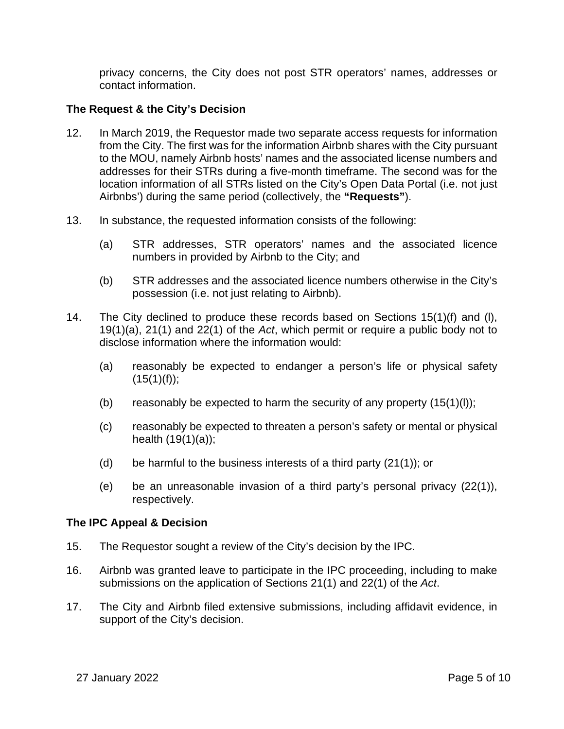privacy concerns, the City does not post STR operators' names, addresses or contact information.

### The Request & the City's Decision

12. In March 2019, the Requestor made two separate access requests for information from the City. The first was for the information Airbnb shares with the City pursuant to the MOU, namely Airbnb hosts' names and the associated license numbers and addresses for their STRs during a five-month timeframe. The second was for the location information of all STRs listed on the City's Open Data Portal (i.e. not just Airbnbs') during the same period (collectively, the **"Requests"**).

13. In substance, the requested information consists of the following:

    (a) STR addresses, STR operators' names and the associated licence numbers in provided by Airbnb to the City; and

    (b) STR addresses and the associated licence numbers otherwise in the City's possession (i.e. not just relating to Airbnb).

14. The City declined to produce these records based on Sections 15(1)(f) and (l), 19(1)(a), 21(1) and 22(1) of the *Act*, which permit or require a public body not to disclose information where the information would:

    (a) reasonably be expected to endanger a person's life or physical safety (15(1)(f));

    (b) reasonably be expected to harm the security of any property (15(1)(l));

    (c) reasonably be expected to threaten a person's safety or mental or physical health (19(1)(a));

    (d) be harmful to the business interests of a third party (21(1)); or

    (e) be an unreasonable invasion of a third party's personal privacy (22(1)), respectively.

### The IPC Appeal & Decision

15. The Requestor sought a review of the City's decision by the IPC.

16. Airbnb was granted leave to participate in the IPC proceeding, including to make submissions on the application of Sections 21(1) and 22(1) of the *Act*.

17. The City and Airbnb filed extensive submissions, including affidavit evidence, in support of the City's decision.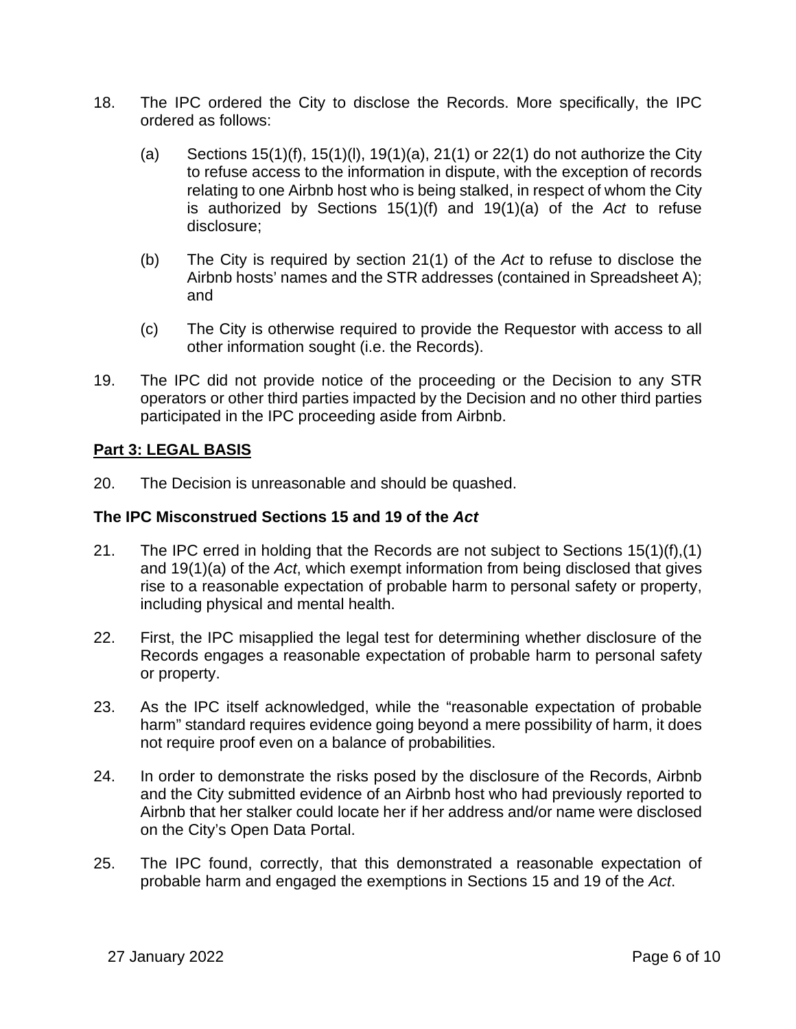18. The IPC ordered the City to disclose the Records. More specifically, the IPC ordered as follows:

    (a) Sections 15(1)(f), 15(1)(l), 19(1)(a), 21(1) or 22(1) do not authorize the City to refuse access to the information in dispute, with the exception of records relating to one Airbnb host who is being stalked, in respect of whom the City is authorized by Sections 15(1)(f) and 19(1)(a) of the *Act* to refuse disclosure;

    (b) The City is required by section 21(1) of the *Act* to refuse to disclose the Airbnb hosts' names and the STR addresses (contained in Spreadsheet A); and

    (c) The City is otherwise required to provide the Requestor with access to all other information sought (i.e. the Records).

19. The IPC did not provide notice of the proceeding or the Decision to any STR operators or other third parties impacted by the Decision and no other third parties participated in the IPC proceeding aside from Airbnb.

## Part 3: LEGAL BASIS

20. The Decision is unreasonable and should be quashed.

### The IPC Misconstrued Sections 15 and 19 of the *Act*

21. The IPC erred in holding that the Records are not subject to Sections 15(1)(f),(1) and 19(1)(a) of the *Act*, which exempt information from being disclosed that gives rise to a reasonable expectation of probable harm to personal safety or property, including physical and mental health.

22. First, the IPC misapplied the legal test for determining whether disclosure of the Records engages a reasonable expectation of probable harm to personal safety or property.

23. As the IPC itself acknowledged, while the "reasonable expectation of probable harm" standard requires evidence going beyond a mere possibility of harm, it does not require proof even on a balance of probabilities.

24. In order to demonstrate the risks posed by the disclosure of the Records, Airbnb and the City submitted evidence of an Airbnb host who had previously reported to Airbnb that her stalker could locate her if her address and/or name were disclosed on the City's Open Data Portal.

25. The IPC found, correctly, that this demonstrated a reasonable expectation of probable harm and engaged the exemptions in Sections 15 and 19 of the *Act*.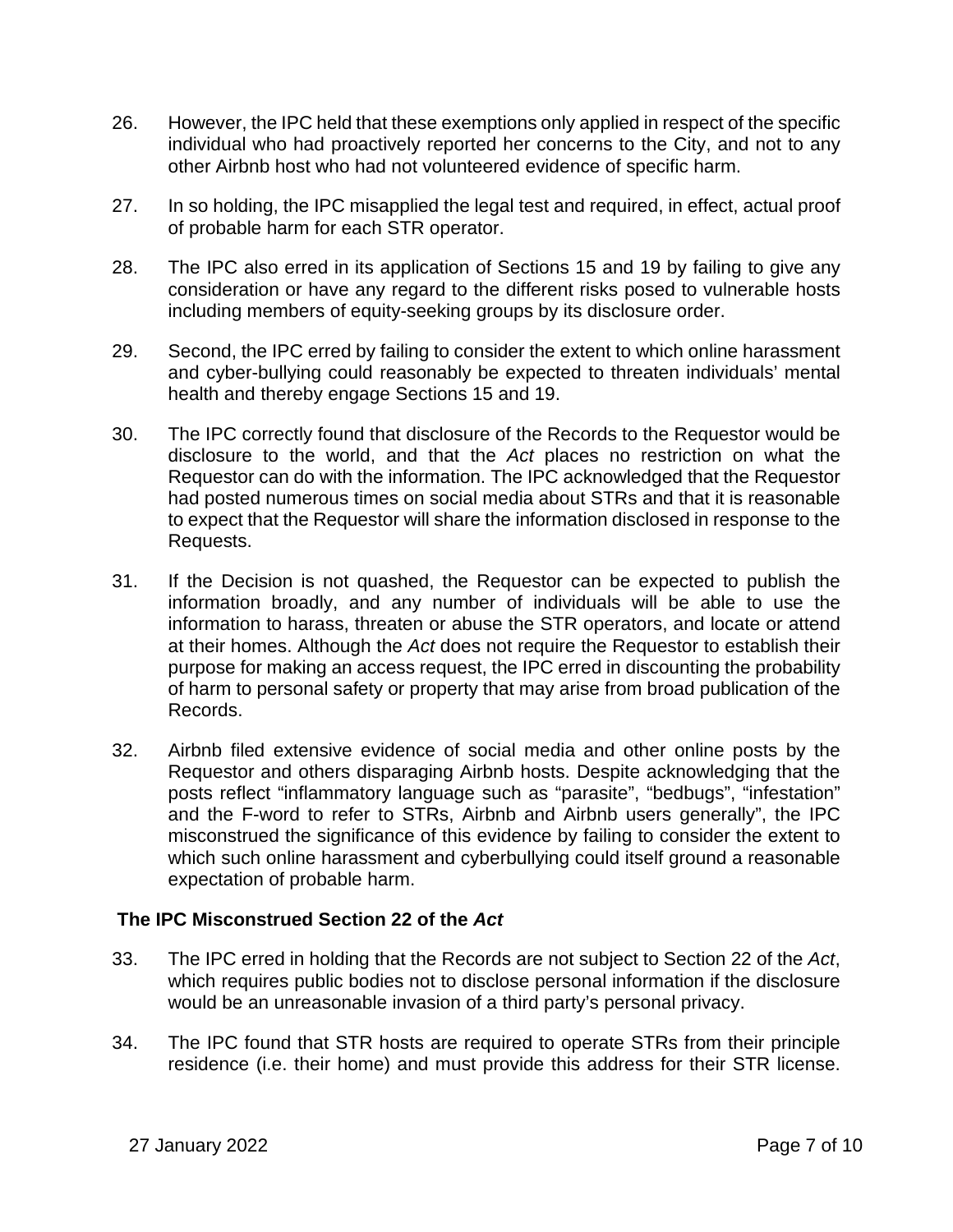26. However, the IPC held that these exemptions only applied in respect of the specific individual who had proactively reported her concerns to the City, and not to any other Airbnb host who had not volunteered evidence of specific harm.

27. In so holding, the IPC misapplied the legal test and required, in effect, actual proof of probable harm for each STR operator.

28. The IPC also erred in its application of Sections 15 and 19 by failing to give any consideration or have any regard to the different risks posed to vulnerable hosts including members of equity-seeking groups by its disclosure order.

29. Second, the IPC erred by failing to consider the extent to which online harassment and cyber-bullying could reasonably be expected to threaten individuals' mental health and thereby engage Sections 15 and 19.

30. The IPC correctly found that disclosure of the Records to the Requestor would be disclosure to the world, and that the *Act* places no restriction on what the Requestor can do with the information. The IPC acknowledged that the Requestor had posted numerous times on social media about STRs and that it is reasonable to expect that the Requestor will share the information disclosed in response to the Requests.

31. If the Decision is not quashed, the Requestor can be expected to publish the information broadly, and any number of individuals will be able to use the information to harass, threaten or abuse the STR operators, and locate or attend at their homes. Although the *Act* does not require the Requestor to establish their purpose for making an access request, the IPC erred in discounting the probability of harm to personal safety or property that may arise from broad publication of the Records.

32. Airbnb filed extensive evidence of social media and other online posts by the Requestor and others disparaging Airbnb hosts. Despite acknowledging that the posts reflect "inflammatory language such as "parasite", "bedbugs", "infestation" and the F-word to refer to STRs, Airbnb and Airbnb users generally", the IPC misconstrued the significance of this evidence by failing to consider the extent to which such online harassment and cyberbullying could itself ground a reasonable expectation of probable harm.

### The IPC Misconstrued Section 22 of the *Act*

33. The IPC erred in holding that the Records are not subject to Section 22 of the *Act*, which requires public bodies not to disclose personal information if the disclosure would be an unreasonable invasion of a third party's personal privacy.

34. The IPC found that STR hosts are required to operate STRs from their principle residence (i.e. their home) and must provide this address for their STR license.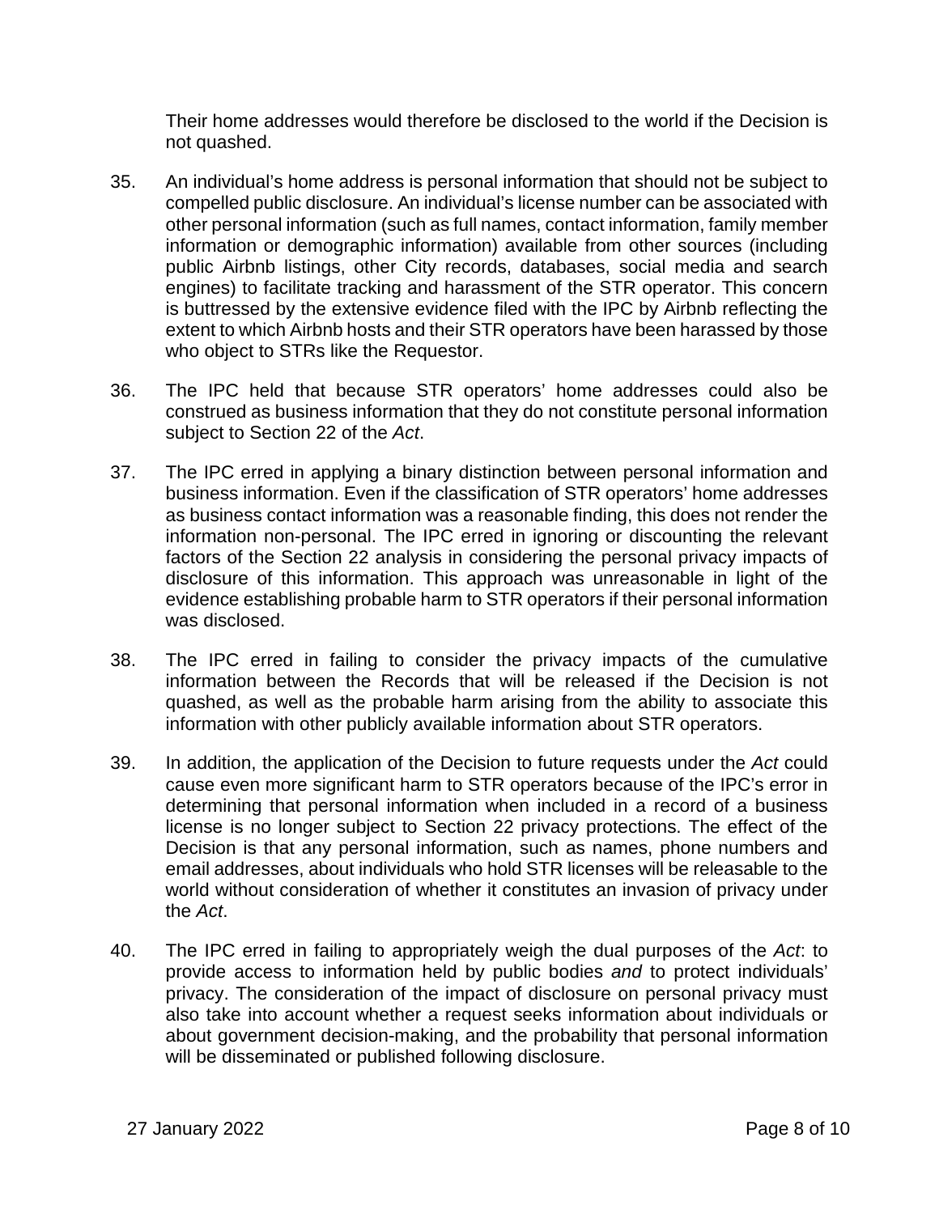Their home addresses would therefore be disclosed to the world if the Decision is not quashed.

35. An individual's home address is personal information that should not be subject to compelled public disclosure. An individual's license number can be associated with other personal information (such as full names, contact information, family member information or demographic information) available from other sources (including public Airbnb listings, other City records, databases, social media and search engines) to facilitate tracking and harassment of the STR operator. This concern is buttressed by the extensive evidence filed with the IPC by Airbnb reflecting the extent to which Airbnb hosts and their STR operators have been harassed by those who object to STRs like the Requestor.

36. The IPC held that because STR operators' home addresses could also be construed as business information that they do not constitute personal information subject to Section 22 of the *Act*.

37. The IPC erred in applying a binary distinction between personal information and business information. Even if the classification of STR operators' home addresses as business contact information was a reasonable finding, this does not render the information non-personal. The IPC erred in ignoring or discounting the relevant factors of the Section 22 analysis in considering the personal privacy impacts of disclosure of this information. This approach was unreasonable in light of the evidence establishing probable harm to STR operators if their personal information was disclosed.

38. The IPC erred in failing to consider the privacy impacts of the cumulative information between the Records that will be released if the Decision is not quashed, as well as the probable harm arising from the ability to associate this information with other publicly available information about STR operators.

39. In addition, the application of the Decision to future requests under the *Act* could cause even more significant harm to STR operators because of the IPC's error in determining that personal information when included in a record of a business license is no longer subject to Section 22 privacy protections. The effect of the Decision is that any personal information, such as names, phone numbers and email addresses, about individuals who hold STR licenses will be releasable to the world without consideration of whether it constitutes an invasion of privacy under the *Act*.

40. The IPC erred in failing to appropriately weigh the dual purposes of the *Act*: to provide access to information held by public bodies *and* to protect individuals' privacy. The consideration of the impact of disclosure on personal privacy must also take into account whether a request seeks information about individuals or about government decision-making, and the probability that personal information will be disseminated or published following disclosure.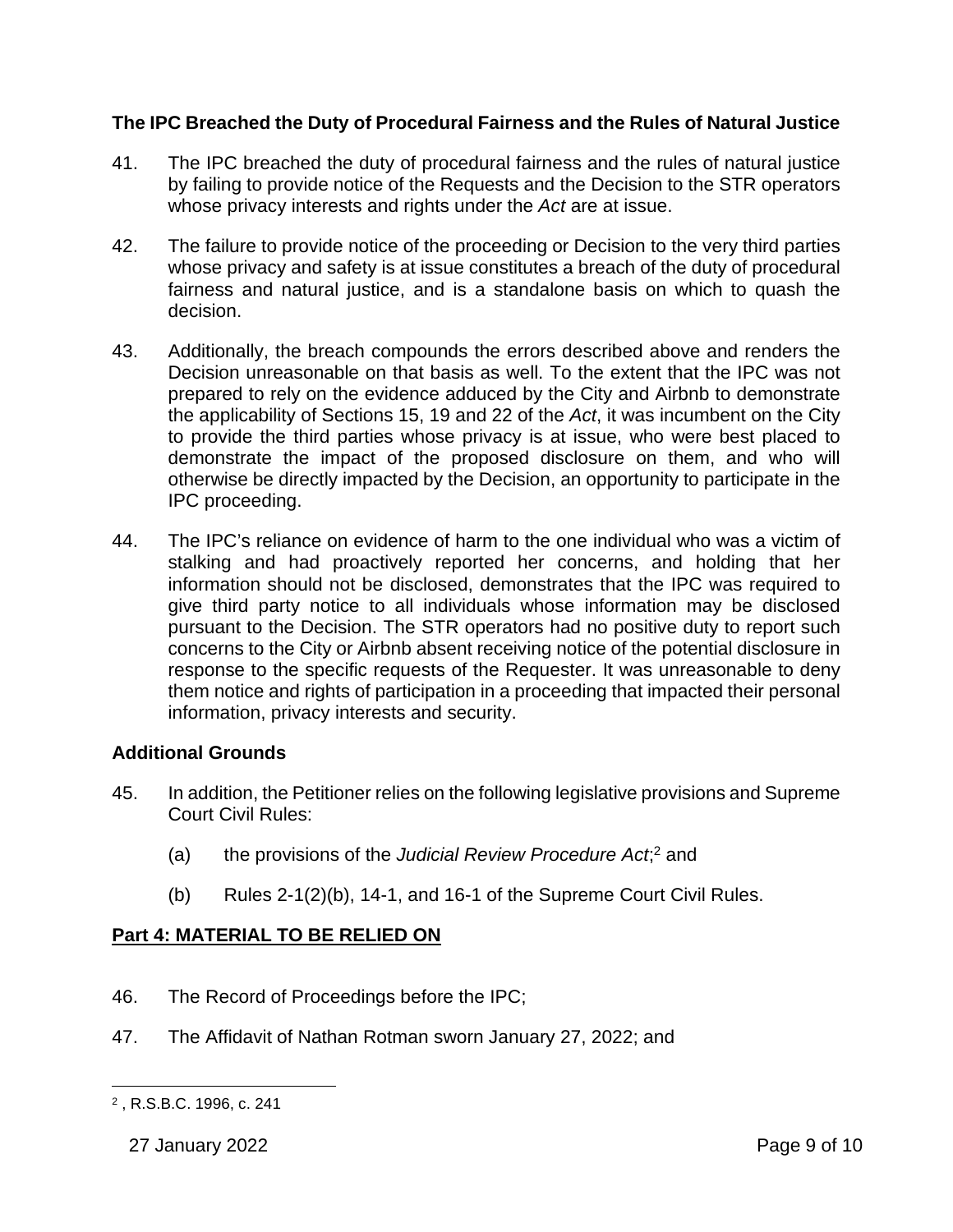### The IPC Breached the Duty of Procedural Fairness and the Rules of Natural Justice

41. The IPC breached the duty of procedural fairness and the rules of natural justice by failing to provide notice of the Requests and the Decision to the STR operators whose privacy interests and rights under the *Act* are at issue.

42. The failure to provide notice of the proceeding or Decision to the very third parties whose privacy and safety is at issue constitutes a breach of the duty of procedural fairness and natural justice, and is a standalone basis on which to quash the decision.

43. Additionally, the breach compounds the errors described above and renders the Decision unreasonable on that basis as well. To the extent that the IPC was not prepared to rely on the evidence adduced by the City and Airbnb to demonstrate the applicability of Sections 15, 19 and 22 of the *Act*, it was incumbent on the City to provide the third parties whose privacy is at issue, who were best placed to demonstrate the impact of the proposed disclosure on them, and who will otherwise be directly impacted by the Decision, an opportunity to participate in the IPC proceeding.

44. The IPC's reliance on evidence of harm to the one individual who was a victim of stalking and had proactively reported her concerns, and holding that her information should not be disclosed, demonstrates that the IPC was required to give third party notice to all individuals whose information may be disclosed pursuant to the Decision. The STR operators had no positive duty to report such concerns to the City or Airbnb absent receiving notice of the potential disclosure in response to the specific requests of the Requester. It was unreasonable to deny them notice and rights of participation in a proceeding that impacted their personal information, privacy interests and security.

### Additional Grounds

45. In addition, the Petitioner relies on the following legislative provisions and Supreme Court Civil Rules:

    (a) the provisions of the *Judicial Review Procedure Act*;[2] and

    (b) Rules 2-1(2)(b), 14-1, and 16-1 of the Supreme Court Civil Rules.

## Part 4: MATERIAL TO BE RELIED ON

46. The Record of Proceedings before the IPC;

47. The Affidavit of Nathan Rotman sworn January 27, 2022; and

---

[2] , R.S.B.C. 1996, c. 241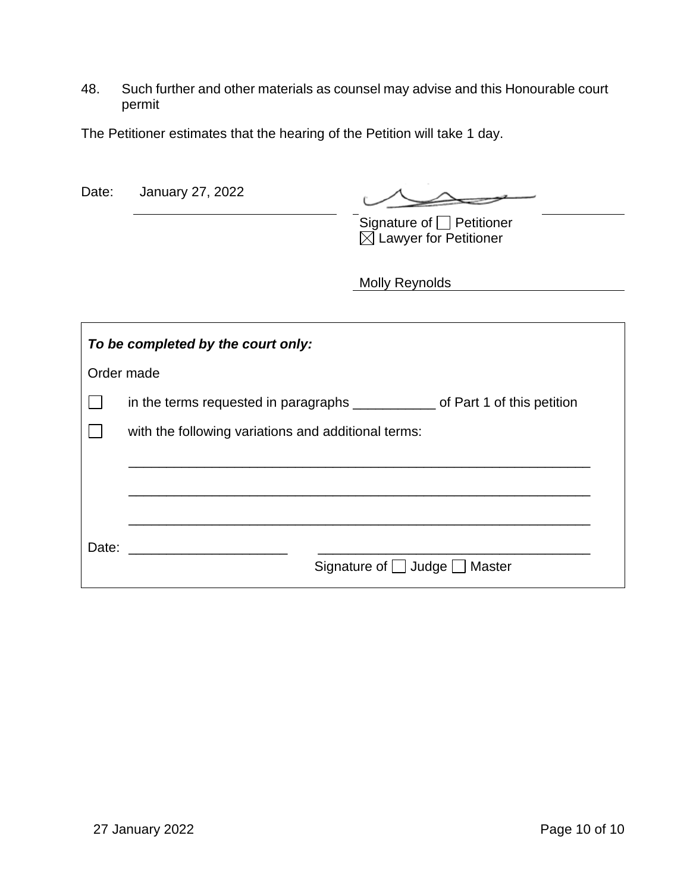48. Such further and other materials as counsel may advise and this Honourable court permit

The Petitioner estimates that the hearing of the Petition will take 1 day.

Date: January 27, 2022

Signature of ☐ Petitioner
☒ Lawyer for Petitioner

Molly Reynolds

---

***To be completed by the court only:***

Order made

☐ in the terms requested in paragraphs ___________ of Part 1 of this petition

☐ with the following variations and additional terms:

_______________________________________________________________

_______________________________________________________________

_______________________________________________________________

Date: _____________________ ____________________________________

Signature of ☐ Judge ☐ Master